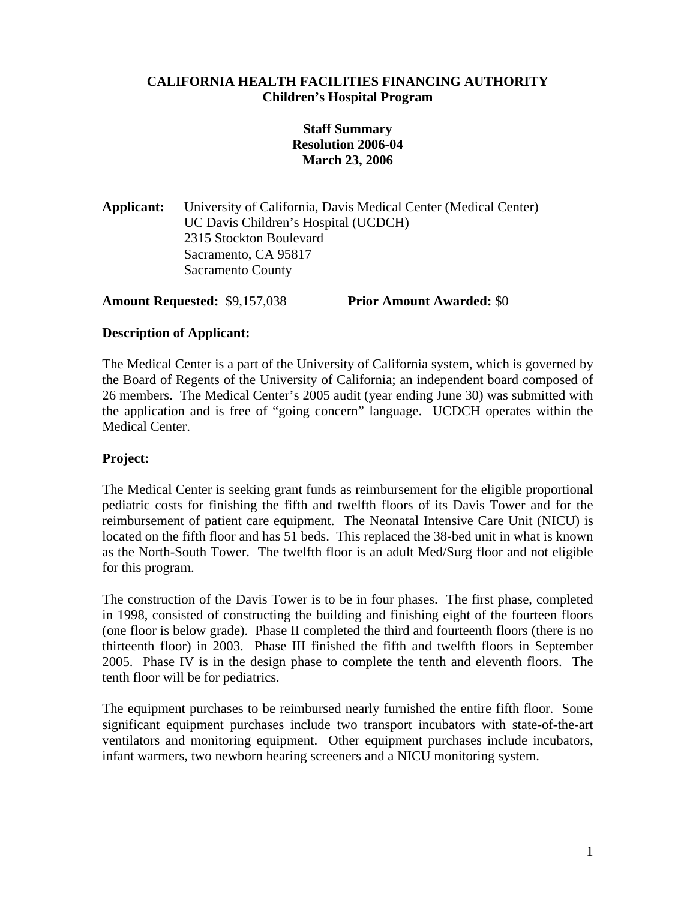**CALIFORNIA HEALTH FACILITIES FINANCING AUTHORITY**
**Children's Hospital Program**

**Staff Summary**
**Resolution 2006-04**
**March 23, 2006**

**Applicant:** University of California, Davis Medical Center (Medical Center)
UC Davis Children's Hospital (UCDCH)
2315 Stockton Boulevard
Sacramento, CA 95817
Sacramento County

**Amount Requested:** $9,157,038 **Prior Amount Awarded:** $0

### Description of Applicant:

The Medical Center is a part of the University of California system, which is governed by the Board of Regents of the University of California; an independent board composed of 26 members. The Medical Center's 2005 audit (year ending June 30) was submitted with the application and is free of "going concern" language. UCDCH operates within the Medical Center.

### Project:

The Medical Center is seeking grant funds as reimbursement for the eligible proportional pediatric costs for finishing the fifth and twelfth floors of its Davis Tower and for the reimbursement of patient care equipment. The Neonatal Intensive Care Unit (NICU) is located on the fifth floor and has 51 beds. This replaced the 38-bed unit in what is known as the North-South Tower. The twelfth floor is an adult Med/Surg floor and not eligible for this program.

The construction of the Davis Tower is to be in four phases. The first phase, completed in 1998, consisted of constructing the building and finishing eight of the fourteen floors (one floor is below grade). Phase II completed the third and fourteenth floors (there is no thirteenth floor) in 2003. Phase III finished the fifth and twelfth floors in September 2005. Phase IV is in the design phase to complete the tenth and eleventh floors. The tenth floor will be for pediatrics.

The equipment purchases to be reimbursed nearly furnished the entire fifth floor. Some significant equipment purchases include two transport incubators with state-of-the-art ventilators and monitoring equipment. Other equipment purchases include incubators, infant warmers, two newborn hearing screeners and a NICU monitoring system.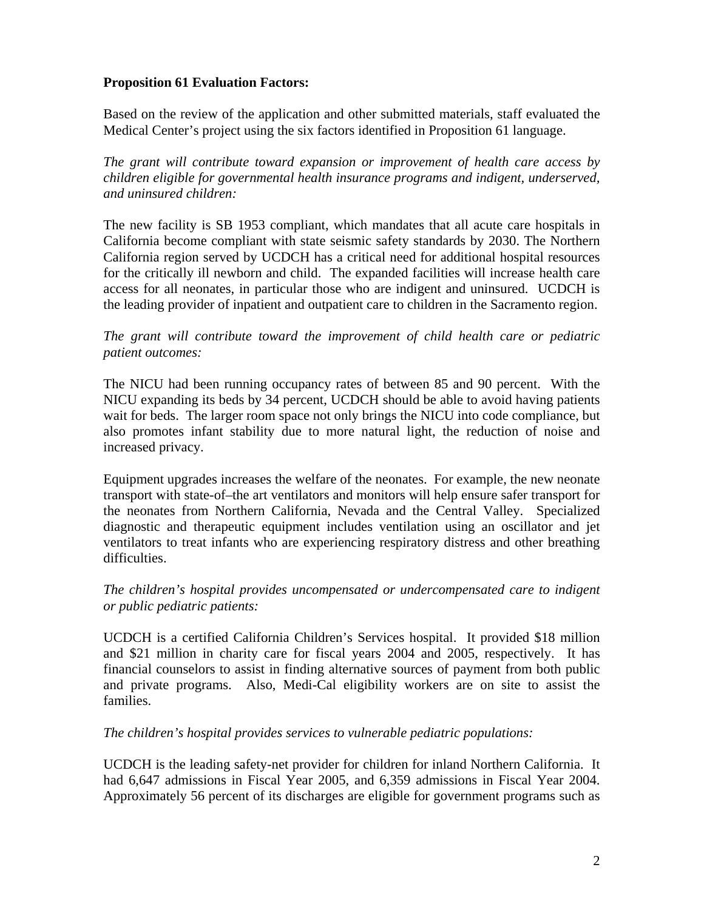**Proposition 61 Evaluation Factors:**

Based on the review of the application and other submitted materials, staff evaluated the Medical Center's project using the six factors identified in Proposition 61 language.

*The grant will contribute toward expansion or improvement of health care access by children eligible for governmental health insurance programs and indigent, underserved, and uninsured children:*

The new facility is SB 1953 compliant, which mandates that all acute care hospitals in California become compliant with state seismic safety standards by 2030. The Northern California region served by UCDCH has a critical need for additional hospital resources for the critically ill newborn and child. The expanded facilities will increase health care access for all neonates, in particular those who are indigent and uninsured. UCDCH is the leading provider of inpatient and outpatient care to children in the Sacramento region.

*The grant will contribute toward the improvement of child health care or pediatric patient outcomes:*

The NICU had been running occupancy rates of between 85 and 90 percent. With the NICU expanding its beds by 34 percent, UCDCH should be able to avoid having patients wait for beds. The larger room space not only brings the NICU into code compliance, but also promotes infant stability due to more natural light, the reduction of noise and increased privacy.

Equipment upgrades increases the welfare of the neonates. For example, the new neonate transport with state-of–the art ventilators and monitors will help ensure safer transport for the neonates from Northern California, Nevada and the Central Valley. Specialized diagnostic and therapeutic equipment includes ventilation using an oscillator and jet ventilators to treat infants who are experiencing respiratory distress and other breathing difficulties.

*The children's hospital provides uncompensated or undercompensated care to indigent or public pediatric patients:*

UCDCH is a certified California Children's Services hospital. It provided $18 million and $21 million in charity care for fiscal years 2004 and 2005, respectively. It has financial counselors to assist in finding alternative sources of payment from both public and private programs. Also, Medi-Cal eligibility workers are on site to assist the families.

*The children's hospital provides services to vulnerable pediatric populations:*

UCDCH is the leading safety-net provider for children for inland Northern California. It had 6,647 admissions in Fiscal Year 2005, and 6,359 admissions in Fiscal Year 2004. Approximately 56 percent of its discharges are eligible for government programs such as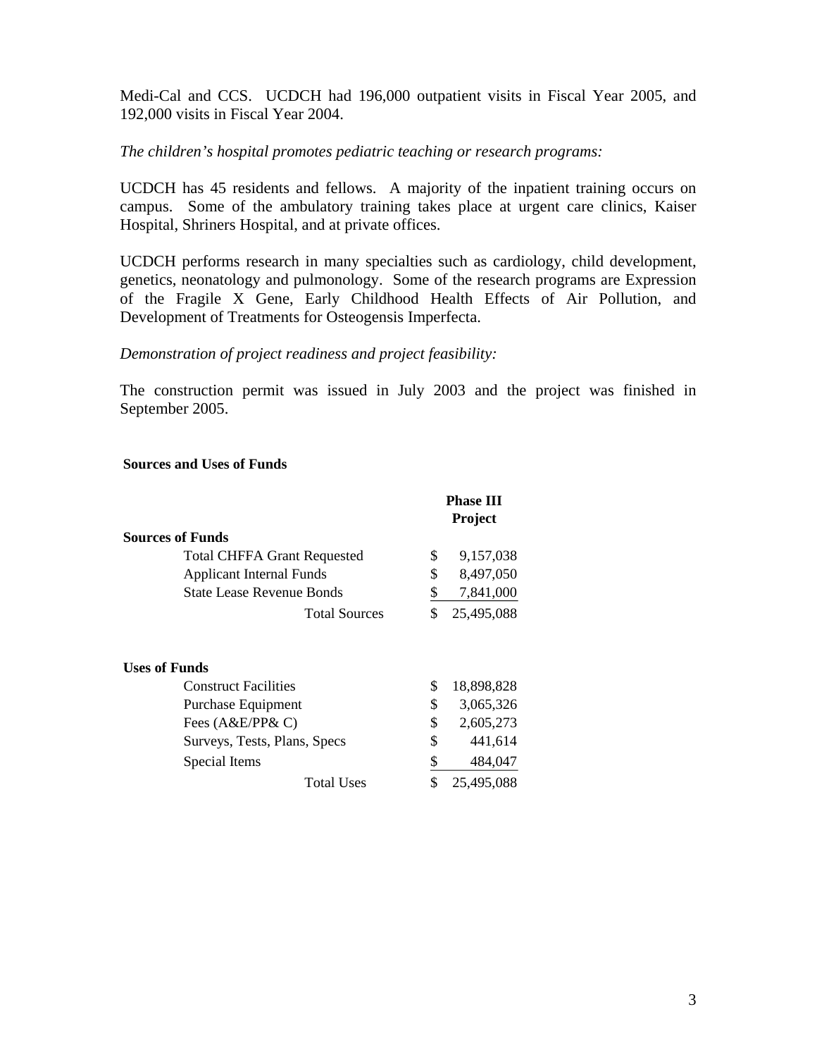Medi-Cal and CCS. UCDCH had 196,000 outpatient visits in Fiscal Year 2005, and 192,000 visits in Fiscal Year 2004.

*The children's hospital promotes pediatric teaching or research programs:*

UCDCH has 45 residents and fellows. A majority of the inpatient training occurs on campus. Some of the ambulatory training takes place at urgent care clinics, Kaiser Hospital, Shriners Hospital, and at private offices.

UCDCH performs research in many specialties such as cardiology, child development, genetics, neonatology and pulmonology. Some of the research programs are Expression of the Fragile X Gene, Early Childhood Health Effects of Air Pollution, and Development of Treatments for Osteogensis Imperfecta.

*Demonstration of project readiness and project feasibility:*

The construction permit was issued in July 2003 and the project was finished in September 2005.

**Sources and Uses of Funds**

| | Phase III Project |
|---|---|
| **Sources of Funds** | |
| Total CHFFA Grant Requested | $ 9,157,038 |
| Applicant Internal Funds | $ 8,497,050 |
| State Lease Revenue Bonds | $ 7,841,000 |
| Total Sources | $ 25,495,088 |
| | |
| **Uses of Funds** | |
| Construct Facilities | $ 18,898,828 |
| Purchase Equipment | $ 3,065,326 |
| Fees (A&E/PP& C) | $ 2,605,273 |
| Surveys, Tests, Plans, Specs | $ 441,614 |
| Special Items | $ 484,047 |
| Total Uses | $ 25,495,088 |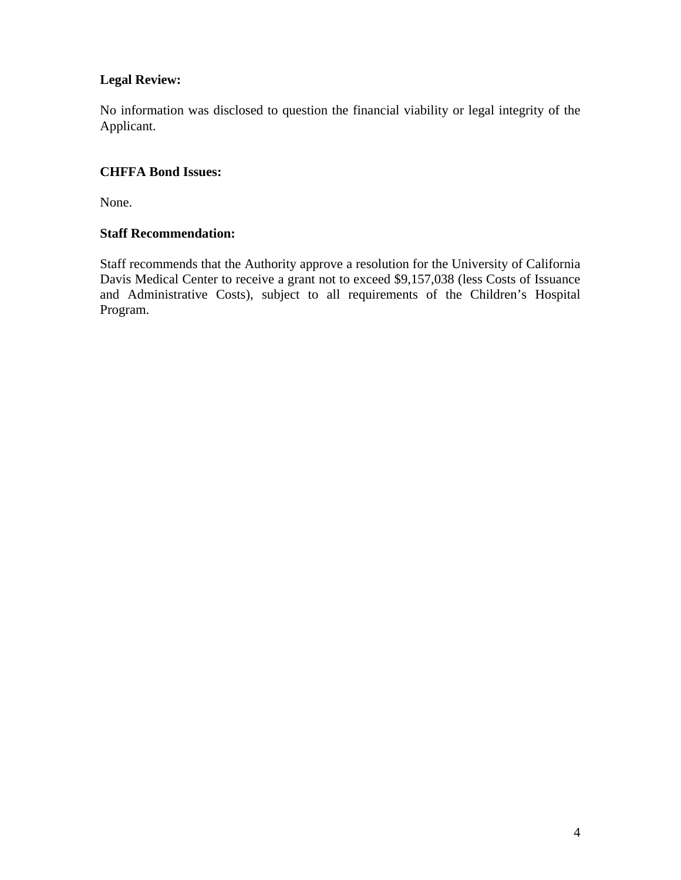**Legal Review:**

No information was disclosed to question the financial viability or legal integrity of the Applicant.

**CHFFA Bond Issues:**

None.

**Staff Recommendation:**

Staff recommends that the Authority approve a resolution for the University of California Davis Medical Center to receive a grant not to exceed $9,157,038 (less Costs of Issuance and Administrative Costs), subject to all requirements of the Children's Hospital Program.